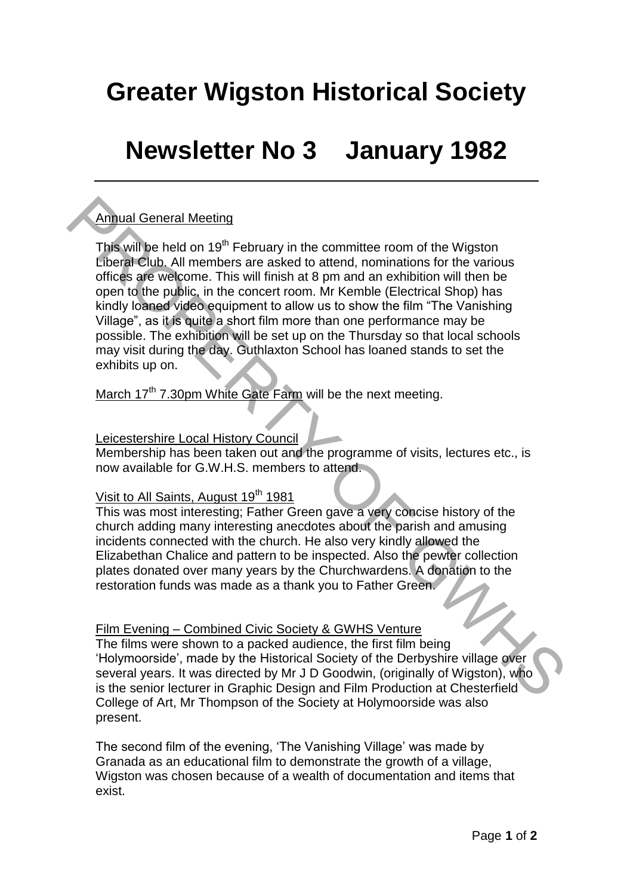# Greater Wigston Historical Society

# Newsletter No 3    January 1982

---

Annual General Meeting

This will be held on 19th February in the committee room of the Wigston Liberal Club. All members are asked to attend, nominations for the various offices are welcome. This will finish at 8 pm and an exhibition will then be open to the public, in the concert room. Mr Kemble (Electrical Shop) has kindly loaned video equipment to allow us to show the film "The Vanishing Village", as it is quite a short film more than one performance may be possible. The exhibition will be set up on the Thursday so that local schools may visit during the day. Guthlaxton School has loaned stands to set the exhibits up on.

March 17th 7.30pm White Gate Farm will be the next meeting.

Leicestershire Local History Council
Membership has been taken out and the programme of visits, lectures etc., is now available for G.W.H.S. members to attend.

Visit to All Saints, August 19th 1981
This was most interesting; Father Green gave a very concise history of the church adding many interesting anecdotes about the parish and amusing incidents connected with the church. He also very kindly allowed the Elizabethan Chalice and pattern to be inspected. Also the pewter collection plates donated over many years by the Churchwardens. A donation to the restoration funds was made as a thank you to Father Green.

Film Evening – Combined Civic Society & GWHS Venture
The films were shown to a packed audience, the first film being 'Holymoorside', made by the Historical Society of the Derbyshire village over several years. It was directed by Mr J D Goodwin, (originally of Wigston), who is the senior lecturer in Graphic Design and Film Production at Chesterfield College of Art, Mr Thompson of the Society at Holymoorside was also present.

The second film of the evening, 'The Vanishing Village' was made by Granada as an educational film to demonstrate the growth of a village, Wigston was chosen because of a wealth of documentation and items that exist.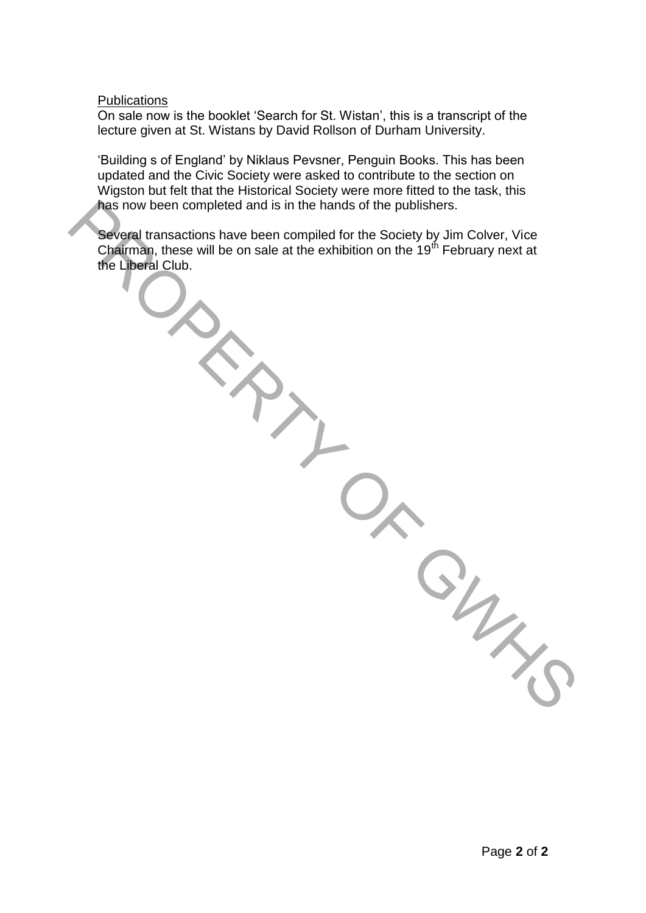Publications

On sale now is the booklet 'Search for St. Wistan', this is a transcript of the lecture given at St. Wistans by David Rollson of Durham University.

'Building s of England' by Niklaus Pevsner, Penguin Books. This has been updated and the Civic Society were asked to contribute to the section on Wigston but felt that the Historical Society were more fitted to the task, this has now been completed and is in the hands of the publishers.

Several transactions have been compiled for the Society by Jim Colver, Vice Chairman, these will be on sale at the exhibition on the 19th February next at the Liberal Club.